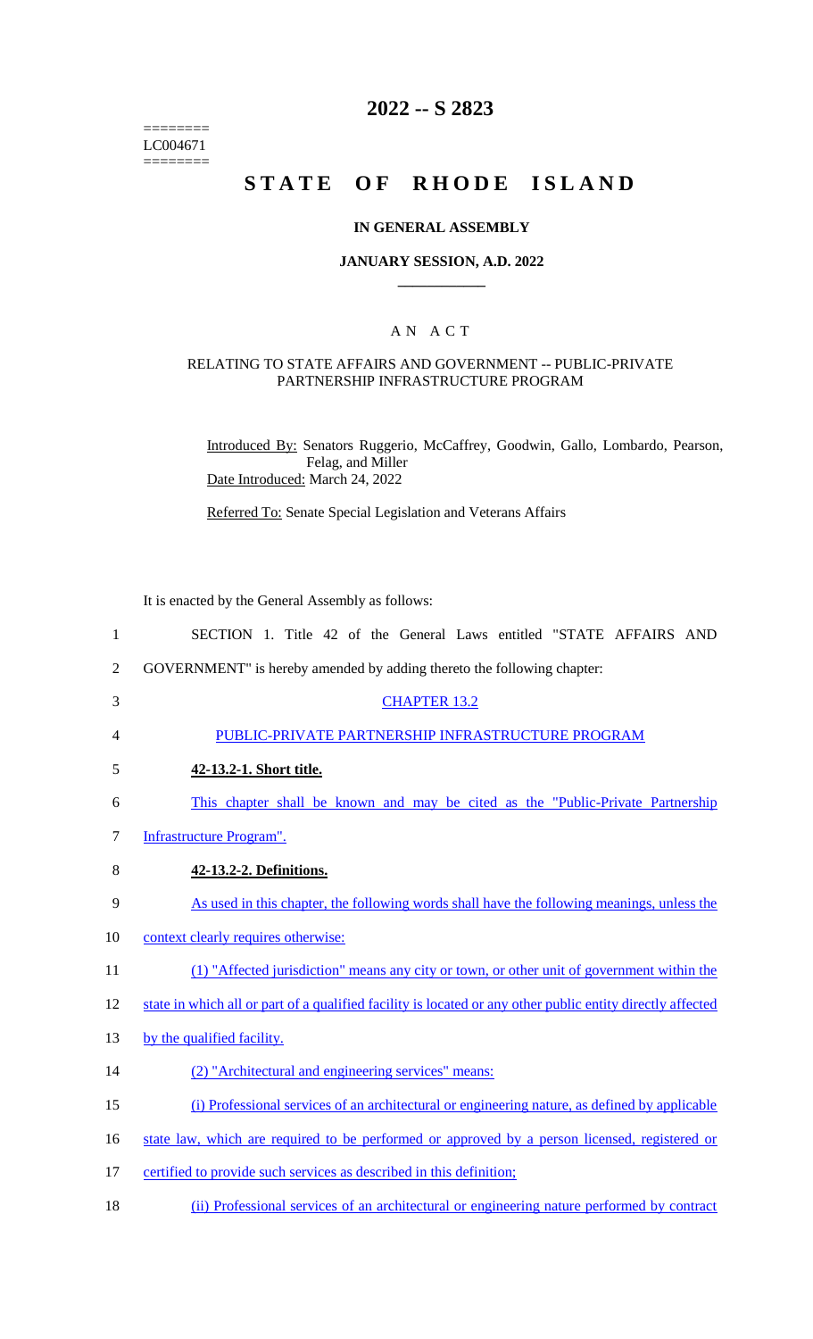========
LC004671
========

# 2022 -- S 2823

# STATE OF RHODE ISLAND

## IN GENERAL ASSEMBLY

### JANUARY SESSION, A.D. 2022

### A N A C T

RELATING TO STATE AFFAIRS AND GOVERNMENT -- PUBLIC-PRIVATE PARTNERSHIP INFRASTRUCTURE PROGRAM

Introduced By: Senators Ruggerio, McCaffrey, Goodwin, Gallo, Lombardo, Pearson, Felag, and Miller

Date Introduced: March 24, 2022

Referred To: Senate Special Legislation and Veterans Affairs

It is enacted by the General Assembly as follows:

1 SECTION 1. Title 42 of the General Laws entitled "STATE AFFAIRS AND
2 GOVERNMENT" is hereby amended by adding thereto the following chapter:

3 CHAPTER 13.2

4 PUBLIC-PRIVATE PARTNERSHIP INFRASTRUCTURE PROGRAM

5 **42-13.2-1. Short title.**

6 This chapter shall be known and may be cited as the "Public-Private Partnership
7 Infrastructure Program".

8 **42-13.2-2. Definitions.**

9 As used in this chapter, the following words shall have the following meanings, unless the
10 context clearly requires otherwise:

11 (1) "Affected jurisdiction" means any city or town, or other unit of government within the
12 state in which all or part of a qualified facility is located or any other public entity directly affected
13 by the qualified facility.

14 (2) "Architectural and engineering services" means:

15 (i) Professional services of an architectural or engineering nature, as defined by applicable
16 state law, which are required to be performed or approved by a person licensed, registered or
17 certified to provide such services as described in this definition;

18 (ii) Professional services of an architectural or engineering nature performed by contract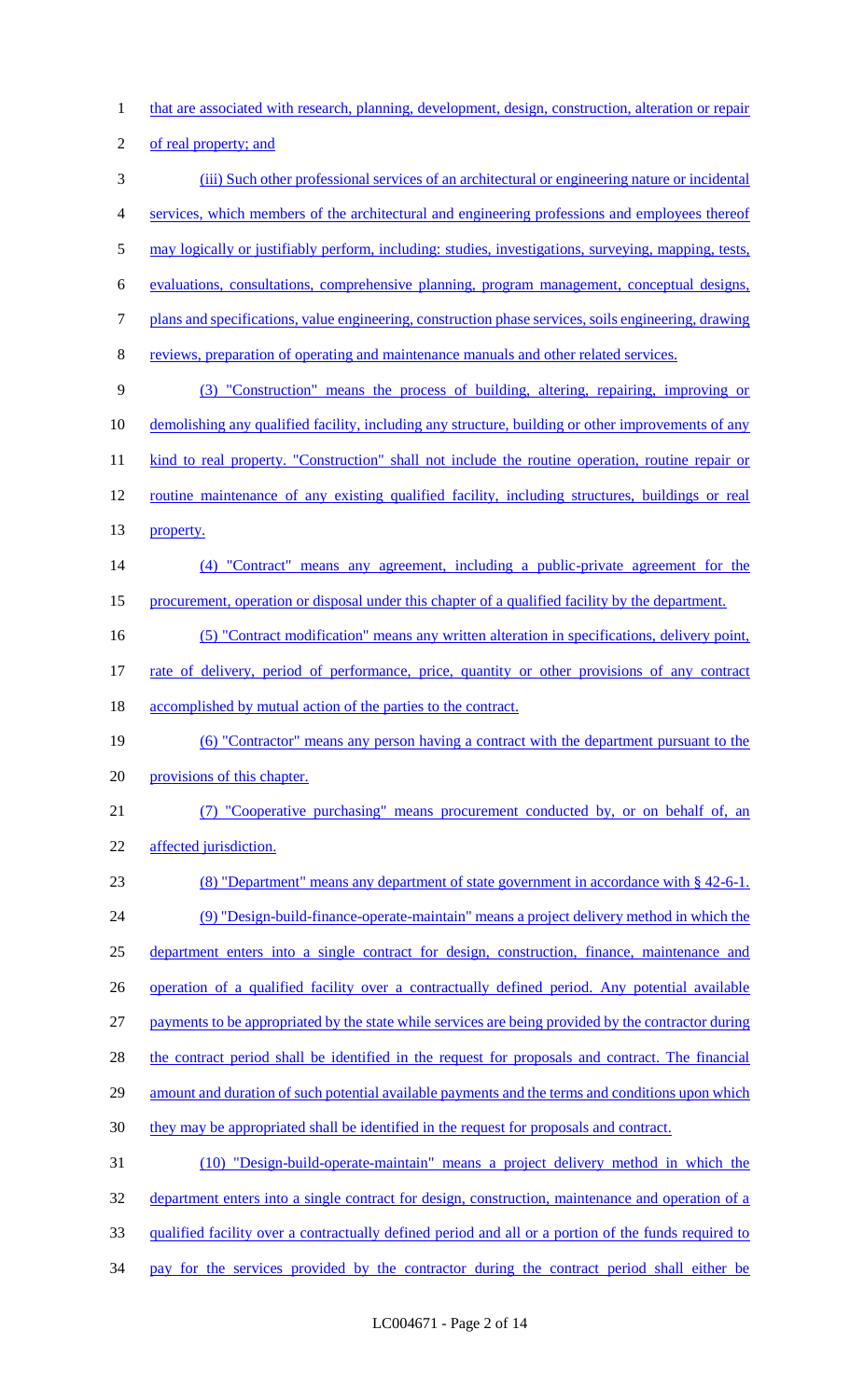that are associated with research, planning, development, design, construction, alteration or repair of real property; and

(iii) Such other professional services of an architectural or engineering nature or incidental services, which members of the architectural and engineering professions and employees thereof may logically or justifiably perform, including: studies, investigations, surveying, mapping, tests, evaluations, consultations, comprehensive planning, program management, conceptual designs, plans and specifications, value engineering, construction phase services, soils engineering, drawing reviews, preparation of operating and maintenance manuals and other related services.

(3) "Construction" means the process of building, altering, repairing, improving or demolishing any qualified facility, including any structure, building or other improvements of any kind to real property. "Construction" shall not include the routine operation, routine repair or routine maintenance of any existing qualified facility, including structures, buildings or real property.

(4) "Contract" means any agreement, including a public-private agreement for the procurement, operation or disposal under this chapter of a qualified facility by the department.

(5) "Contract modification" means any written alteration in specifications, delivery point, rate of delivery, period of performance, price, quantity or other provisions of any contract accomplished by mutual action of the parties to the contract.

(6) "Contractor" means any person having a contract with the department pursuant to the provisions of this chapter.

(7) "Cooperative purchasing" means procurement conducted by, or on behalf of, an affected jurisdiction.

(8) "Department" means any department of state government in accordance with § 42-6-1.

(9) "Design-build-finance-operate-maintain" means a project delivery method in which the department enters into a single contract for design, construction, finance, maintenance and operation of a qualified facility over a contractually defined period. Any potential available payments to be appropriated by the state while services are being provided by the contractor during the contract period shall be identified in the request for proposals and contract. The financial amount and duration of such potential available payments and the terms and conditions upon which they may be appropriated shall be identified in the request for proposals and contract.

(10) "Design-build-operate-maintain" means a project delivery method in which the department enters into a single contract for design, construction, maintenance and operation of a qualified facility over a contractually defined period and all or a portion of the funds required to pay for the services provided by the contractor during the contract period shall either be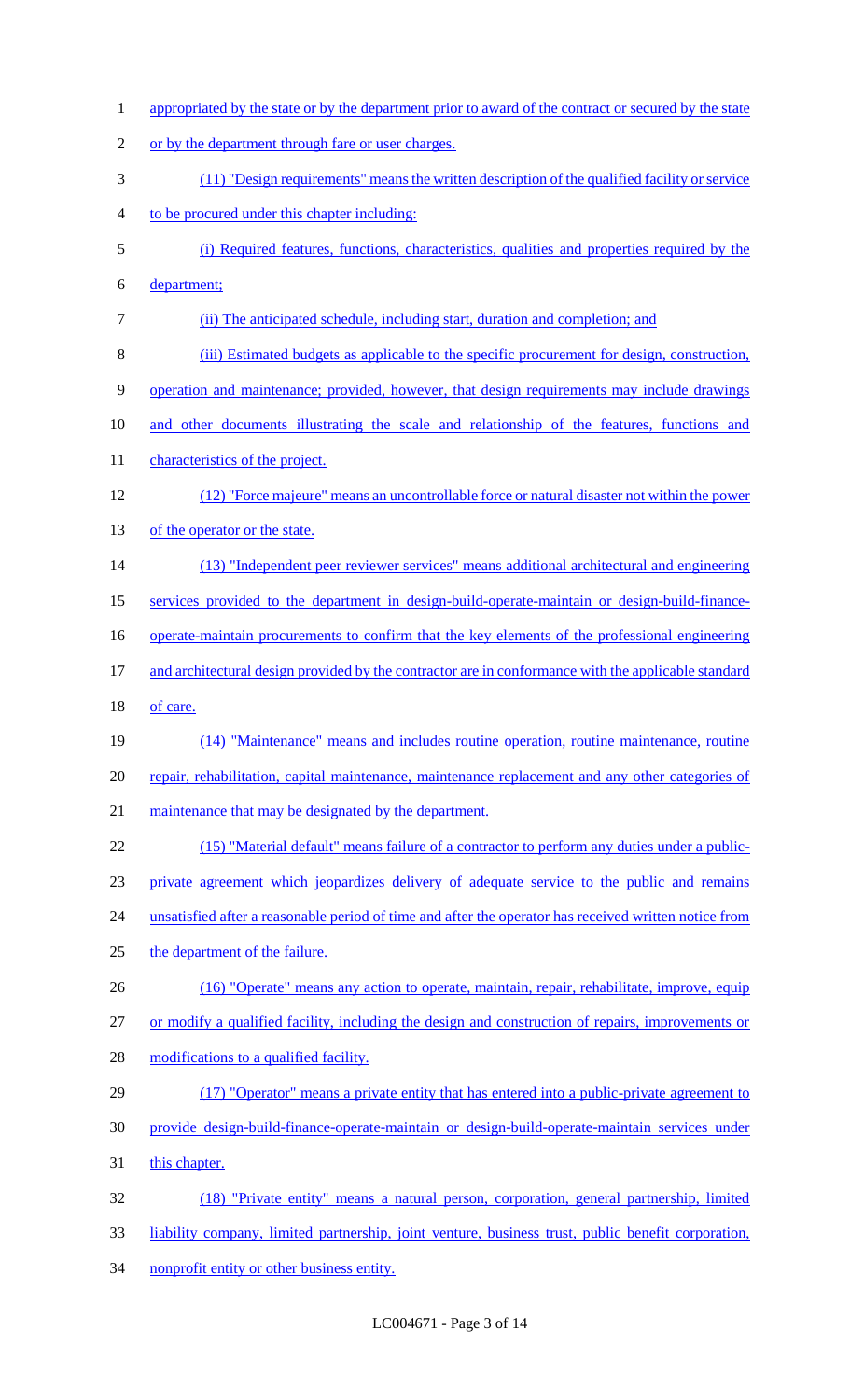appropriated by the state or by the department prior to award of the contract or secured by the state or by the department through fare or user charges.

(11) "Design requirements" means the written description of the qualified facility or service to be procured under this chapter including:

(i) Required features, functions, characteristics, qualities and properties required by the department;

(ii) The anticipated schedule, including start, duration and completion; and

(iii) Estimated budgets as applicable to the specific procurement for design, construction, operation and maintenance; provided, however, that design requirements may include drawings and other documents illustrating the scale and relationship of the features, functions and characteristics of the project.

(12) "Force majeure" means an uncontrollable force or natural disaster not within the power of the operator or the state.

(13) "Independent peer reviewer services" means additional architectural and engineering services provided to the department in design-build-operate-maintain or design-build-finance-operate-maintain procurements to confirm that the key elements of the professional engineering and architectural design provided by the contractor are in conformance with the applicable standard of care.

(14) "Maintenance" means and includes routine operation, routine maintenance, routine repair, rehabilitation, capital maintenance, maintenance replacement and any other categories of maintenance that may be designated by the department.

(15) "Material default" means failure of a contractor to perform any duties under a public-private agreement which jeopardizes delivery of adequate service to the public and remains unsatisfied after a reasonable period of time and after the operator has received written notice from the department of the failure.

(16) "Operate" means any action to operate, maintain, repair, rehabilitate, improve, equip or modify a qualified facility, including the design and construction of repairs, improvements or modifications to a qualified facility.

(17) "Operator" means a private entity that has entered into a public-private agreement to provide design-build-finance-operate-maintain or design-build-operate-maintain services under this chapter.

(18) "Private entity" means a natural person, corporation, general partnership, limited liability company, limited partnership, joint venture, business trust, public benefit corporation, nonprofit entity or other business entity.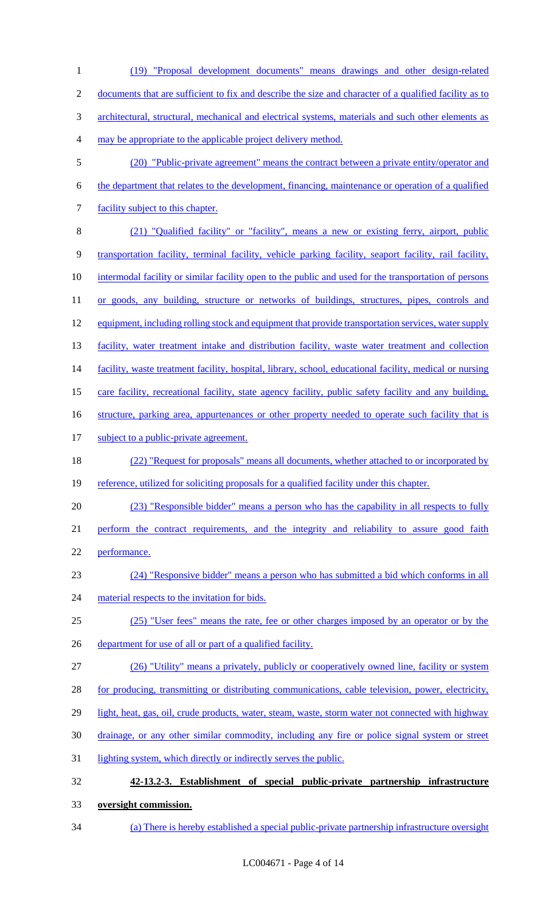(19) "Proposal development documents" means drawings and other design-related documents that are sufficient to fix and describe the size and character of a qualified facility as to architectural, structural, mechanical and electrical systems, materials and such other elements as may be appropriate to the applicable project delivery method.

(20) "Public-private agreement" means the contract between a private entity/operator and the department that relates to the development, financing, maintenance or operation of a qualified facility subject to this chapter.

(21) "Qualified facility" or "facility", means a new or existing ferry, airport, public transportation facility, terminal facility, vehicle parking facility, seaport facility, rail facility, intermodal facility or similar facility open to the public and used for the transportation of persons or goods, any building, structure or networks of buildings, structures, pipes, controls and equipment, including rolling stock and equipment that provide transportation services, water supply facility, water treatment intake and distribution facility, waste water treatment and collection facility, waste treatment facility, hospital, library, school, educational facility, medical or nursing care facility, recreational facility, state agency facility, public safety facility and any building, structure, parking area, appurtenances or other property needed to operate such facility that is subject to a public-private agreement.

(22) "Request for proposals" means all documents, whether attached to or incorporated by reference, utilized for soliciting proposals for a qualified facility under this chapter.

(23) "Responsible bidder" means a person who has the capability in all respects to fully perform the contract requirements, and the integrity and reliability to assure good faith performance.

(24) "Responsive bidder" means a person who has submitted a bid which conforms in all material respects to the invitation for bids.

(25) "User fees" means the rate, fee or other charges imposed by an operator or by the department for use of all or part of a qualified facility.

(26) "Utility" means a privately, publicly or cooperatively owned line, facility or system for producing, transmitting or distributing communications, cable television, power, electricity, light, heat, gas, oil, crude products, water, steam, waste, storm water not connected with highway drainage, or any other similar commodity, including any fire or police signal system or street lighting system, which directly or indirectly serves the public.

**42-13.2-3. Establishment of special public-private partnership infrastructure oversight commission.**

(a) There is hereby established a special public-private partnership infrastructure oversight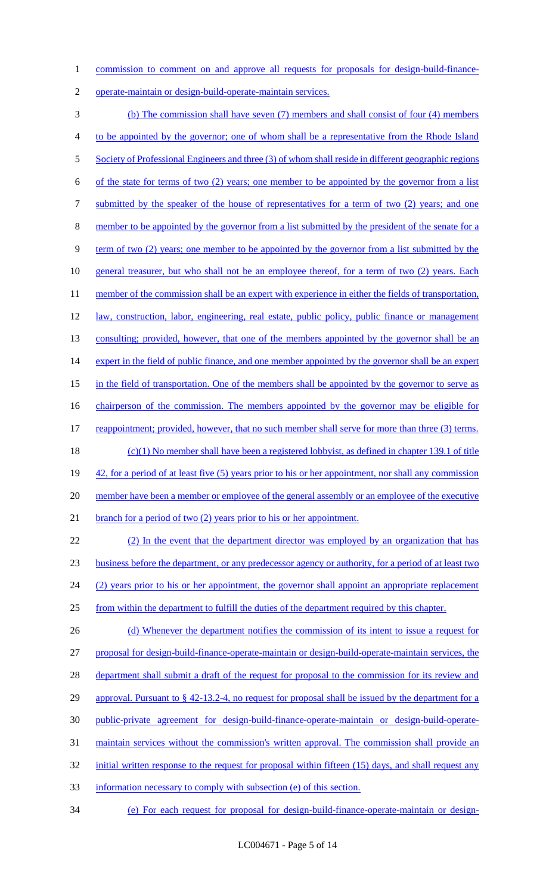commission to comment on and approve all requests for proposals for design-build-finance-operate-maintain or design-build-operate-maintain services.

(b) The commission shall have seven (7) members and shall consist of four (4) members to be appointed by the governor; one of whom shall be a representative from the Rhode Island Society of Professional Engineers and three (3) of whom shall reside in different geographic regions of the state for terms of two (2) years; one member to be appointed by the governor from a list submitted by the speaker of the house of representatives for a term of two (2) years; and one member to be appointed by the governor from a list submitted by the president of the senate for a term of two (2) years; one member to be appointed by the governor from a list submitted by the general treasurer, but who shall not be an employee thereof, for a term of two (2) years. Each member of the commission shall be an expert with experience in either the fields of transportation, law, construction, labor, engineering, real estate, public policy, public finance or management consulting; provided, however, that one of the members appointed by the governor shall be an expert in the field of public finance, and one member appointed by the governor shall be an expert in the field of transportation. One of the members shall be appointed by the governor to serve as chairperson of the commission. The members appointed by the governor may be eligible for reappointment; provided, however, that no such member shall serve for more than three (3) terms.

(c)(1) No member shall have been a registered lobbyist, as defined in chapter 139.1 of title 42, for a period of at least five (5) years prior to his or her appointment, nor shall any commission member have been a member or employee of the general assembly or an employee of the executive branch for a period of two (2) years prior to his or her appointment.

(2) In the event that the department director was employed by an organization that has business before the department, or any predecessor agency or authority, for a period of at least two (2) years prior to his or her appointment, the governor shall appoint an appropriate replacement from within the department to fulfill the duties of the department required by this chapter.

(d) Whenever the department notifies the commission of its intent to issue a request for proposal for design-build-finance-operate-maintain or design-build-operate-maintain services, the department shall submit a draft of the request for proposal to the commission for its review and approval. Pursuant to § 42-13.2-4, no request for proposal shall be issued by the department for a public-private agreement for design-build-finance-operate-maintain or design-build-operate-maintain services without the commission's written approval. The commission shall provide an initial written response to the request for proposal within fifteen (15) days, and shall request any information necessary to comply with subsection (e) of this section.

(e) For each request for proposal for design-build-finance-operate-maintain or design-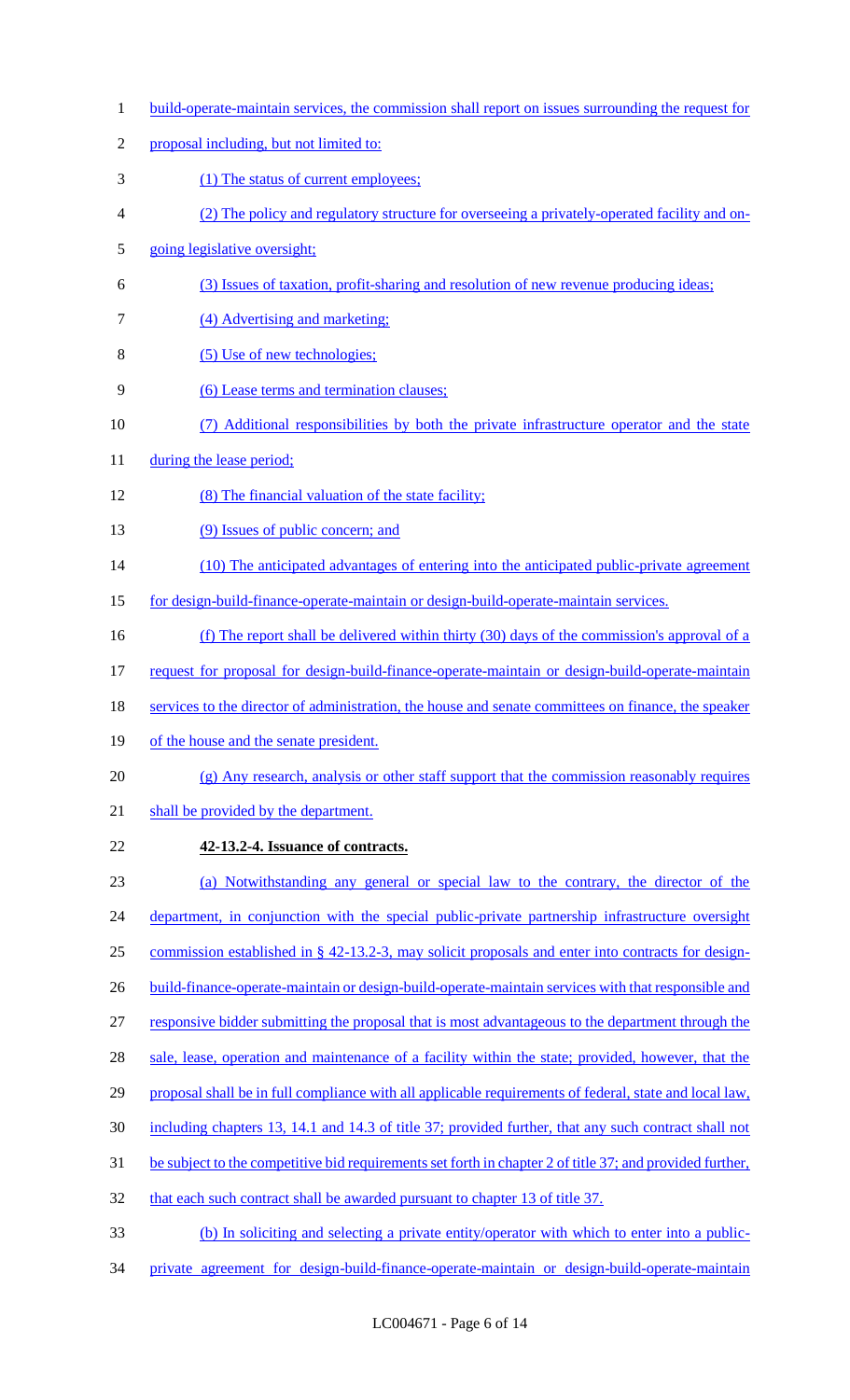build-operate-maintain services, the commission shall report on issues surrounding the request for proposal including, but not limited to:

(1) The status of current employees;

(2) The policy and regulatory structure for overseeing a privately-operated facility and on-going legislative oversight;

(3) Issues of taxation, profit-sharing and resolution of new revenue producing ideas;

(4) Advertising and marketing;

(5) Use of new technologies;

(6) Lease terms and termination clauses;

(7) Additional responsibilities by both the private infrastructure operator and the state during the lease period;

(8) The financial valuation of the state facility;

(9) Issues of public concern; and

(10) The anticipated advantages of entering into the anticipated public-private agreement for design-build-finance-operate-maintain or design-build-operate-maintain services.

(f) The report shall be delivered within thirty (30) days of the commission's approval of a request for proposal for design-build-finance-operate-maintain or design-build-operate-maintain services to the director of administration, the house and senate committees on finance, the speaker of the house and the senate president.

(g) Any research, analysis or other staff support that the commission reasonably requires shall be provided by the department.

**42-13.2-4. Issuance of contracts.**

(a) Notwithstanding any general or special law to the contrary, the director of the department, in conjunction with the special public-private partnership infrastructure oversight commission established in § 42-13.2-3, may solicit proposals and enter into contracts for design-build-finance-operate-maintain or design-build-operate-maintain services with that responsible and responsive bidder submitting the proposal that is most advantageous to the department through the sale, lease, operation and maintenance of a facility within the state; provided, however, that the proposal shall be in full compliance with all applicable requirements of federal, state and local law, including chapters 13, 14.1 and 14.3 of title 37; provided further, that any such contract shall not be subject to the competitive bid requirements set forth in chapter 2 of title 37; and provided further, that each such contract shall be awarded pursuant to chapter 13 of title 37.

(b) In soliciting and selecting a private entity/operator with which to enter into a public-private agreement for design-build-finance-operate-maintain or design-build-operate-maintain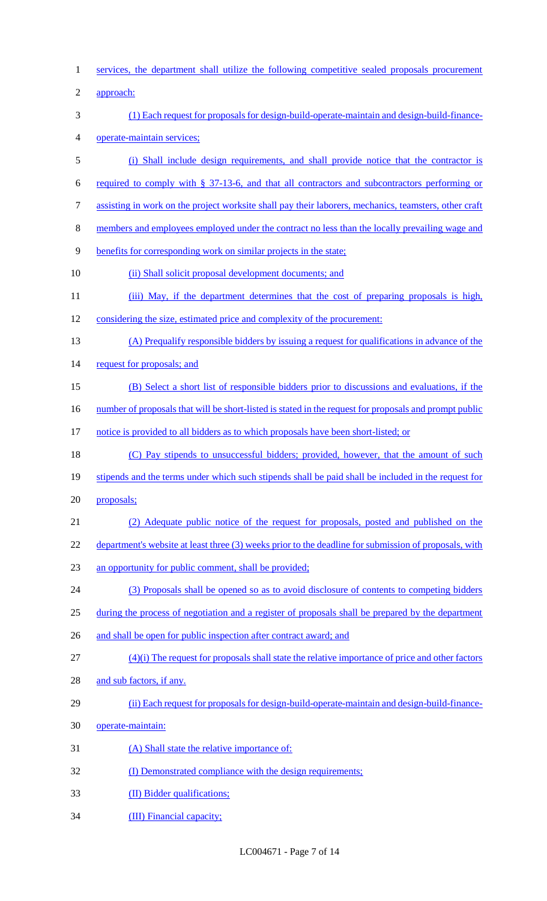services, the department shall utilize the following competitive sealed proposals procurement approach:

(1) Each request for proposals for design-build-operate-maintain and design-build-finance-operate-maintain services;

(i) Shall include design requirements, and shall provide notice that the contractor is required to comply with § 37-13-6, and that all contractors and subcontractors performing or assisting in work on the project worksite shall pay their laborers, mechanics, teamsters, other craft members and employees employed under the contract no less than the locally prevailing wage and benefits for corresponding work on similar projects in the state;

(ii) Shall solicit proposal development documents; and

(iii) May, if the department determines that the cost of preparing proposals is high, considering the size, estimated price and complexity of the procurement:

(A) Prequalify responsible bidders by issuing a request for qualifications in advance of the request for proposals; and

(B) Select a short list of responsible bidders prior to discussions and evaluations, if the number of proposals that will be short-listed is stated in the request for proposals and prompt public notice is provided to all bidders as to which proposals have been short-listed; or

(C) Pay stipends to unsuccessful bidders; provided, however, that the amount of such stipends and the terms under which such stipends shall be paid shall be included in the request for proposals;

(2) Adequate public notice of the request for proposals, posted and published on the department's website at least three (3) weeks prior to the deadline for submission of proposals, with an opportunity for public comment, shall be provided;

(3) Proposals shall be opened so as to avoid disclosure of contents to competing bidders during the process of negotiation and a register of proposals shall be prepared by the department and shall be open for public inspection after contract award; and

(4)(i) The request for proposals shall state the relative importance of price and other factors and sub factors, if any.

(ii) Each request for proposals for design-build-operate-maintain and design-build-finance-operate-maintain:

(A) Shall state the relative importance of:

(I) Demonstrated compliance with the design requirements;

(II) Bidder qualifications;

(III) Financial capacity;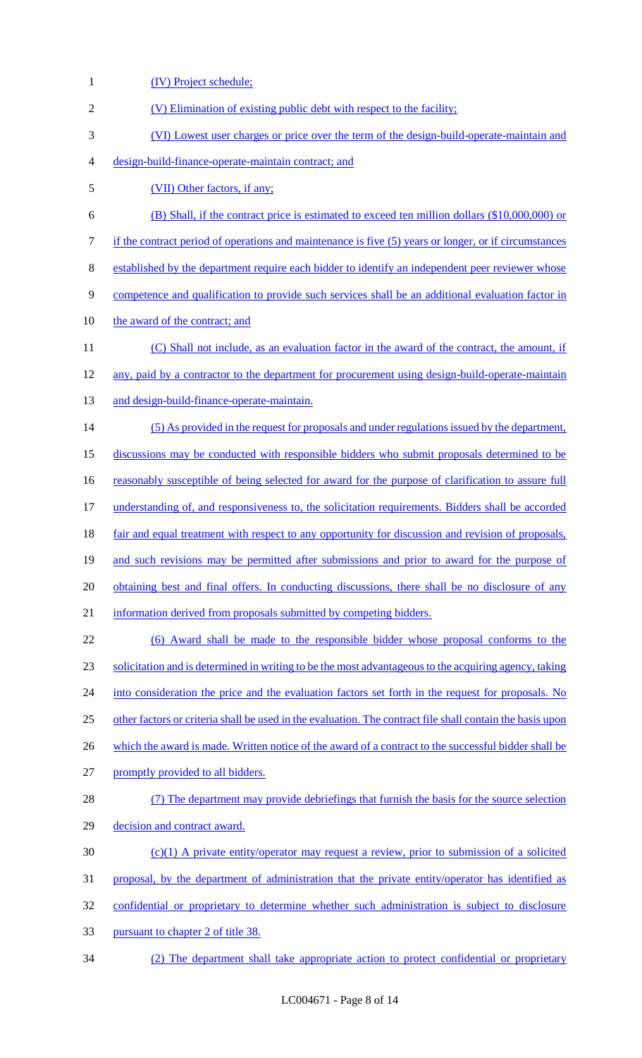(IV) Project schedule;

(V) Elimination of existing public debt with respect to the facility;

(VI) Lowest user charges or price over the term of the design-build-operate-maintain and design-build-finance-operate-maintain contract; and

(VII) Other factors, if any;

(B) Shall, if the contract price is estimated to exceed ten million dollars ($10,000,000) or if the contract period of operations and maintenance is five (5) years or longer, or if circumstances established by the department require each bidder to identify an independent peer reviewer whose competence and qualification to provide such services shall be an additional evaluation factor in the award of the contract; and

(C) Shall not include, as an evaluation factor in the award of the contract, the amount, if any, paid by a contractor to the department for procurement using design-build-operate-maintain and design-build-finance-operate-maintain.

(5) As provided in the request for proposals and under regulations issued by the department, discussions may be conducted with responsible bidders who submit proposals determined to be reasonably susceptible of being selected for award for the purpose of clarification to assure full understanding of, and responsiveness to, the solicitation requirements. Bidders shall be accorded fair and equal treatment with respect to any opportunity for discussion and revision of proposals, and such revisions may be permitted after submissions and prior to award for the purpose of obtaining best and final offers. In conducting discussions, there shall be no disclosure of any information derived from proposals submitted by competing bidders.

(6) Award shall be made to the responsible bidder whose proposal conforms to the solicitation and is determined in writing to be the most advantageous to the acquiring agency, taking into consideration the price and the evaluation factors set forth in the request for proposals. No other factors or criteria shall be used in the evaluation. The contract file shall contain the basis upon which the award is made. Written notice of the award of a contract to the successful bidder shall be promptly provided to all bidders.

(7) The department may provide debriefings that furnish the basis for the source selection decision and contract award.

(c)(1) A private entity/operator may request a review, prior to submission of a solicited proposal, by the department of administration that the private entity/operator has identified as confidential or proprietary to determine whether such administration is subject to disclosure pursuant to chapter 2 of title 38.

(2) The department shall take appropriate action to protect confidential or proprietary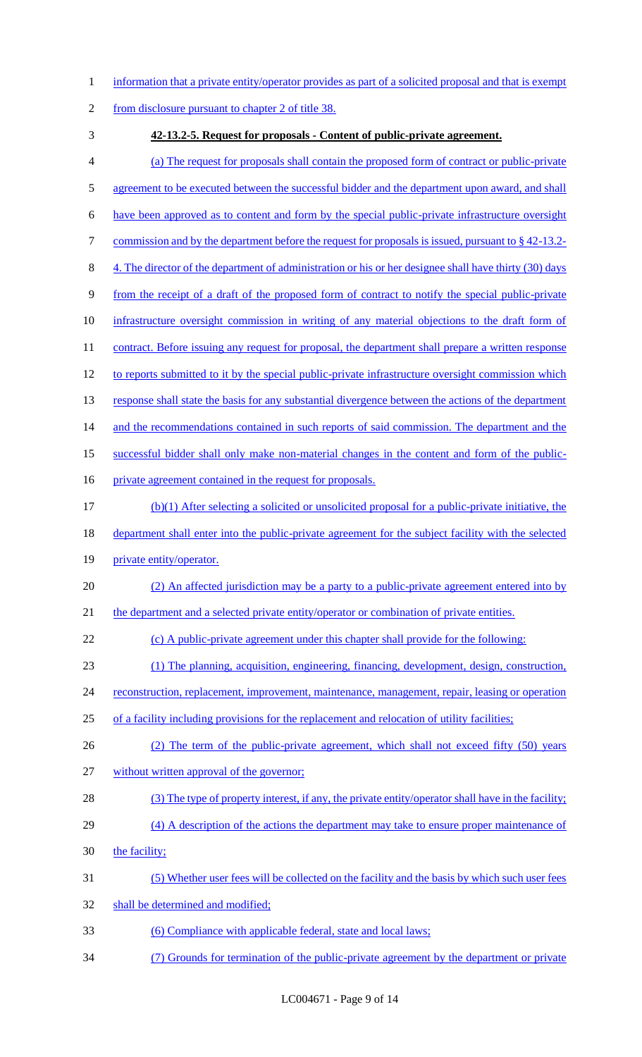information that a private entity/operator provides as part of a solicited proposal and that is exempt from disclosure pursuant to chapter 2 of title 38.

**42-13.2-5. Request for proposals - Content of public-private agreement.**

(a) The request for proposals shall contain the proposed form of contract or public-private agreement to be executed between the successful bidder and the department upon award, and shall have been approved as to content and form by the special public-private infrastructure oversight commission and by the department before the request for proposals is issued, pursuant to § 42-13.2-4. The director of the department of administration or his or her designee shall have thirty (30) days from the receipt of a draft of the proposed form of contract to notify the special public-private infrastructure oversight commission in writing of any material objections to the draft form of contract. Before issuing any request for proposal, the department shall prepare a written response to reports submitted to it by the special public-private infrastructure oversight commission which response shall state the basis for any substantial divergence between the actions of the department and the recommendations contained in such reports of said commission. The department and the successful bidder shall only make non-material changes in the content and form of the public-private agreement contained in the request for proposals.

(b)(1) After selecting a solicited or unsolicited proposal for a public-private initiative, the department shall enter into the public-private agreement for the subject facility with the selected private entity/operator.

(2) An affected jurisdiction may be a party to a public-private agreement entered into by the department and a selected private entity/operator or combination of private entities.

(c) A public-private agreement under this chapter shall provide for the following:

(1) The planning, acquisition, engineering, financing, development, design, construction, reconstruction, replacement, improvement, maintenance, management, repair, leasing or operation of a facility including provisions for the replacement and relocation of utility facilities;

(2) The term of the public-private agreement, which shall not exceed fifty (50) years without written approval of the governor;

(3) The type of property interest, if any, the private entity/operator shall have in the facility;

(4) A description of the actions the department may take to ensure proper maintenance of the facility;

(5) Whether user fees will be collected on the facility and the basis by which such user fees shall be determined and modified;

(6) Compliance with applicable federal, state and local laws;

(7) Grounds for termination of the public-private agreement by the department or private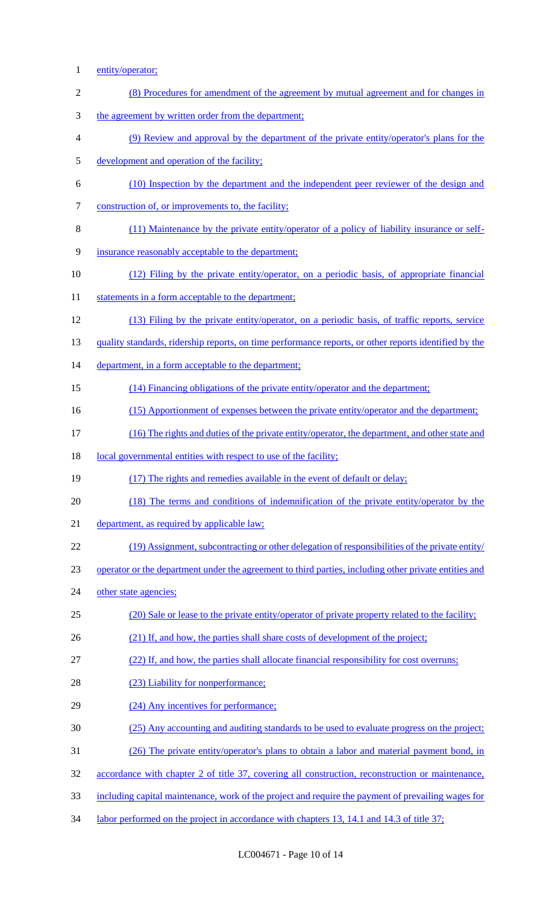entity/operator;

(8) Procedures for amendment of the agreement by mutual agreement and for changes in the agreement by written order from the department;

(9) Review and approval by the department of the private entity/operator's plans for the development and operation of the facility;

(10) Inspection by the department and the independent peer reviewer of the design and construction of, or improvements to, the facility;

(11) Maintenance by the private entity/operator of a policy of liability insurance or self-insurance reasonably acceptable to the department;

(12) Filing by the private entity/operator, on a periodic basis, of appropriate financial statements in a form acceptable to the department;

(13) Filing by the private entity/operator, on a periodic basis, of traffic reports, service quality standards, ridership reports, on time performance reports, or other reports identified by the department, in a form acceptable to the department;

(14) Financing obligations of the private entity/operator and the department;

(15) Apportionment of expenses between the private entity/operator and the department;

(16) The rights and duties of the private entity/operator, the department, and other state and local governmental entities with respect to use of the facility;

(17) The rights and remedies available in the event of default or delay;

(18) The terms and conditions of indemnification of the private entity/operator by the department, as required by applicable law;

(19) Assignment, subcontracting or other delegation of responsibilities of the private entity/operator or the department under the agreement to third parties, including other private entities and other state agencies;

(20) Sale or lease to the private entity/operator of private property related to the facility;

(21) If, and how, the parties shall share costs of development of the project;

(22) If, and how, the parties shall allocate financial responsibility for cost overruns;

(23) Liability for nonperformance;

(24) Any incentives for performance;

(25) Any accounting and auditing standards to be used to evaluate progress on the project;

(26) The private entity/operator's plans to obtain a labor and material payment bond, in accordance with chapter 2 of title 37, covering all construction, reconstruction or maintenance, including capital maintenance, work of the project and require the payment of prevailing wages for labor performed on the project in accordance with chapters 13, 14.1 and 14.3 of title 37;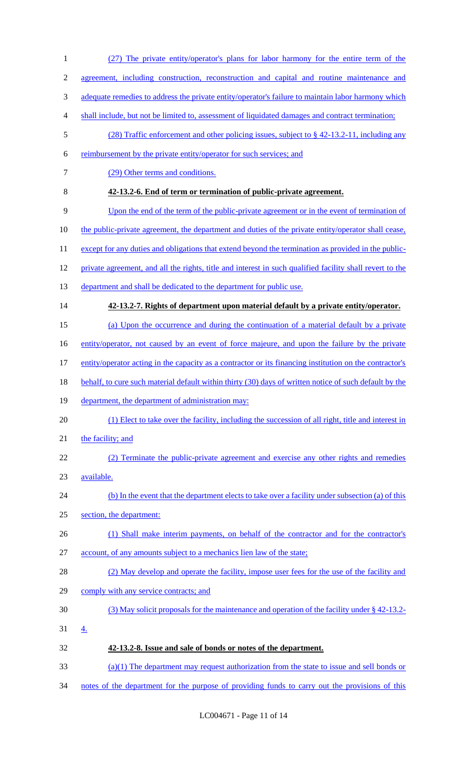(27) The private entity/operator's plans for labor harmony for the entire term of the agreement, including construction, reconstruction and capital and routine maintenance and adequate remedies to address the private entity/operator's failure to maintain labor harmony which shall include, but not be limited to, assessment of liquidated damages and contract termination;

(28) Traffic enforcement and other policing issues, subject to § 42-13.2-11, including any reimbursement by the private entity/operator for such services; and

(29) Other terms and conditions.

**42-13.2-6. End of term or termination of public-private agreement.**

Upon the end of the term of the public-private agreement or in the event of termination of the public-private agreement, the department and duties of the private entity/operator shall cease, except for any duties and obligations that extend beyond the termination as provided in the public-private agreement, and all the rights, title and interest in such qualified facility shall revert to the department and shall be dedicated to the department for public use.

**42-13.2-7. Rights of department upon material default by a private entity/operator.**

(a) Upon the occurrence and during the continuation of a material default by a private entity/operator, not caused by an event of force majeure, and upon the failure by the private entity/operator acting in the capacity as a contractor or its financing institution on the contractor's behalf, to cure such material default within thirty (30) days of written notice of such default by the department, the department of administration may:

(1) Elect to take over the facility, including the succession of all right, title and interest in the facility; and

(2) Terminate the public-private agreement and exercise any other rights and remedies available.

(b) In the event that the department elects to take over a facility under subsection (a) of this section, the department:

(1) Shall make interim payments, on behalf of the contractor and for the contractor's account, of any amounts subject to a mechanics lien law of the state;

(2) May develop and operate the facility, impose user fees for the use of the facility and comply with any service contracts; and

(3) May solicit proposals for the maintenance and operation of the facility under § 42-13.2-4.

**42-13.2-8. Issue and sale of bonds or notes of the department.**

(a)(1) The department may request authorization from the state to issue and sell bonds or notes of the department for the purpose of providing funds to carry out the provisions of this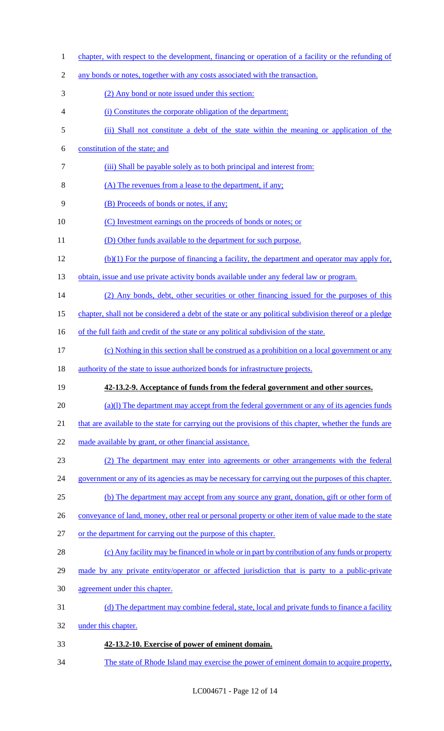chapter, with respect to the development, financing or operation of a facility or the refunding of any bonds or notes, together with any costs associated with the transaction.

(2) Any bond or note issued under this section:

(i) Constitutes the corporate obligation of the department;

(ii) Shall not constitute a debt of the state within the meaning or application of the constitution of the state; and

(iii) Shall be payable solely as to both principal and interest from:

(A) The revenues from a lease to the department, if any;

(B) Proceeds of bonds or notes, if any;

(C) Investment earnings on the proceeds of bonds or notes; or

(D) Other funds available to the department for such purpose.

(b)(1) For the purpose of financing a facility, the department and operator may apply for, obtain, issue and use private activity bonds available under any federal law or program.

(2) Any bonds, debt, other securities or other financing issued for the purposes of this chapter, shall not be considered a debt of the state or any political subdivision thereof or a pledge of the full faith and credit of the state or any political subdivision of the state.

(c) Nothing in this section shall be construed as a prohibition on a local government or any authority of the state to issue authorized bonds for infrastructure projects.

**42-13.2-9. Acceptance of funds from the federal government and other sources.**

(a)(l) The department may accept from the federal government or any of its agencies funds that are available to the state for carrying out the provisions of this chapter, whether the funds are made available by grant, or other financial assistance.

(2) The department may enter into agreements or other arrangements with the federal government or any of its agencies as may be necessary for carrying out the purposes of this chapter.

(b) The department may accept from any source any grant, donation, gift or other form of conveyance of land, money, other real or personal property or other item of value made to the state or the department for carrying out the purpose of this chapter.

(c) Any facility may be financed in whole or in part by contribution of any funds or property made by any private entity/operator or affected jurisdiction that is party to a public-private agreement under this chapter.

(d) The department may combine federal, state, local and private funds to finance a facility under this chapter.

**42-13.2-10. Exercise of power of eminent domain.**

The state of Rhode Island may exercise the power of eminent domain to acquire property,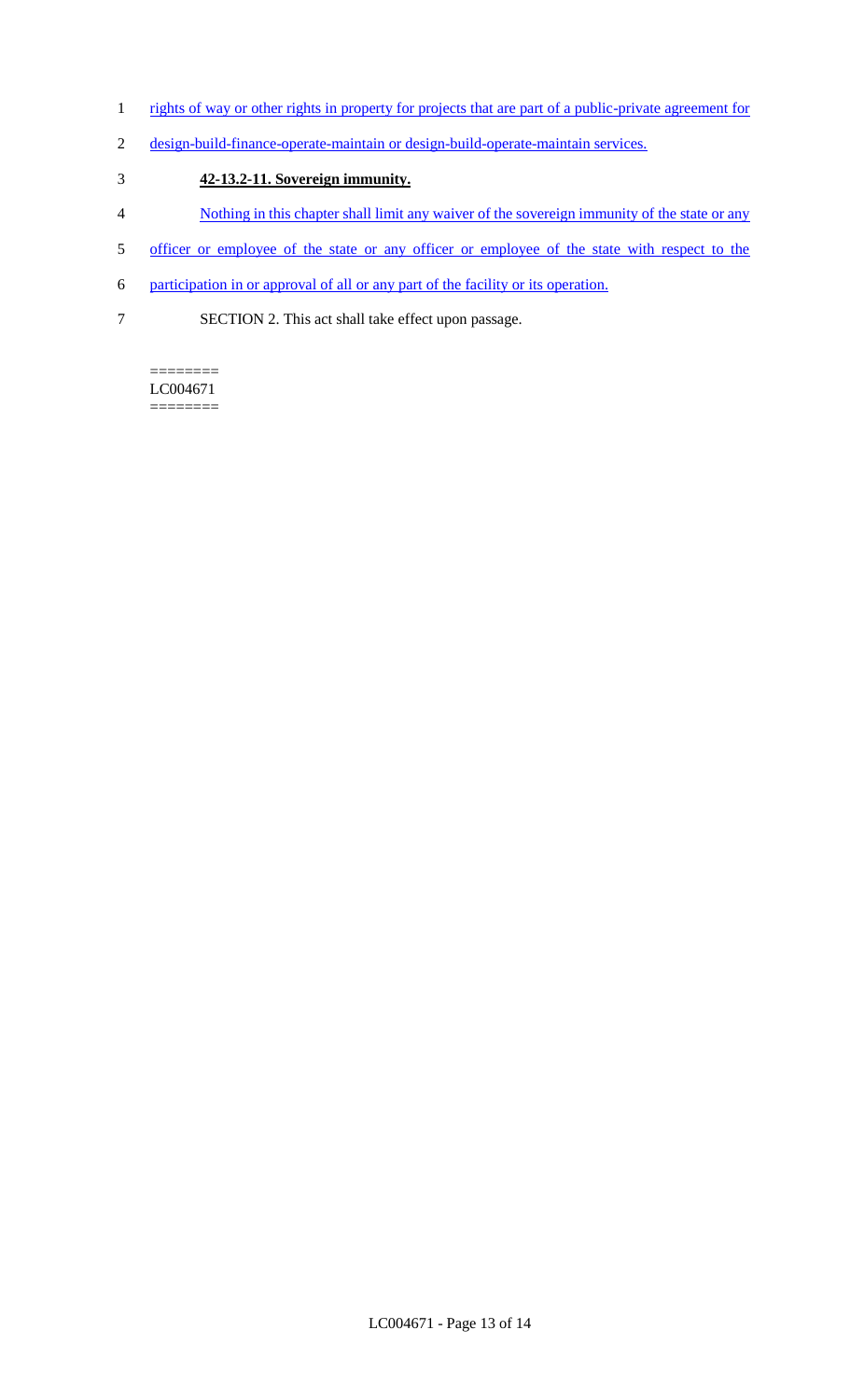rights of way or other rights in property for projects that are part of a public-private agreement for design-build-finance-operate-maintain or design-build-operate-maintain services.

**42-13.2-11. Sovereign immunity.**

Nothing in this chapter shall limit any waiver of the sovereign immunity of the state or any officer or employee of the state or any officer or employee of the state with respect to the participation in or approval of all or any part of the facility or its operation.

SECTION 2. This act shall take effect upon passage.

========
LC004671
========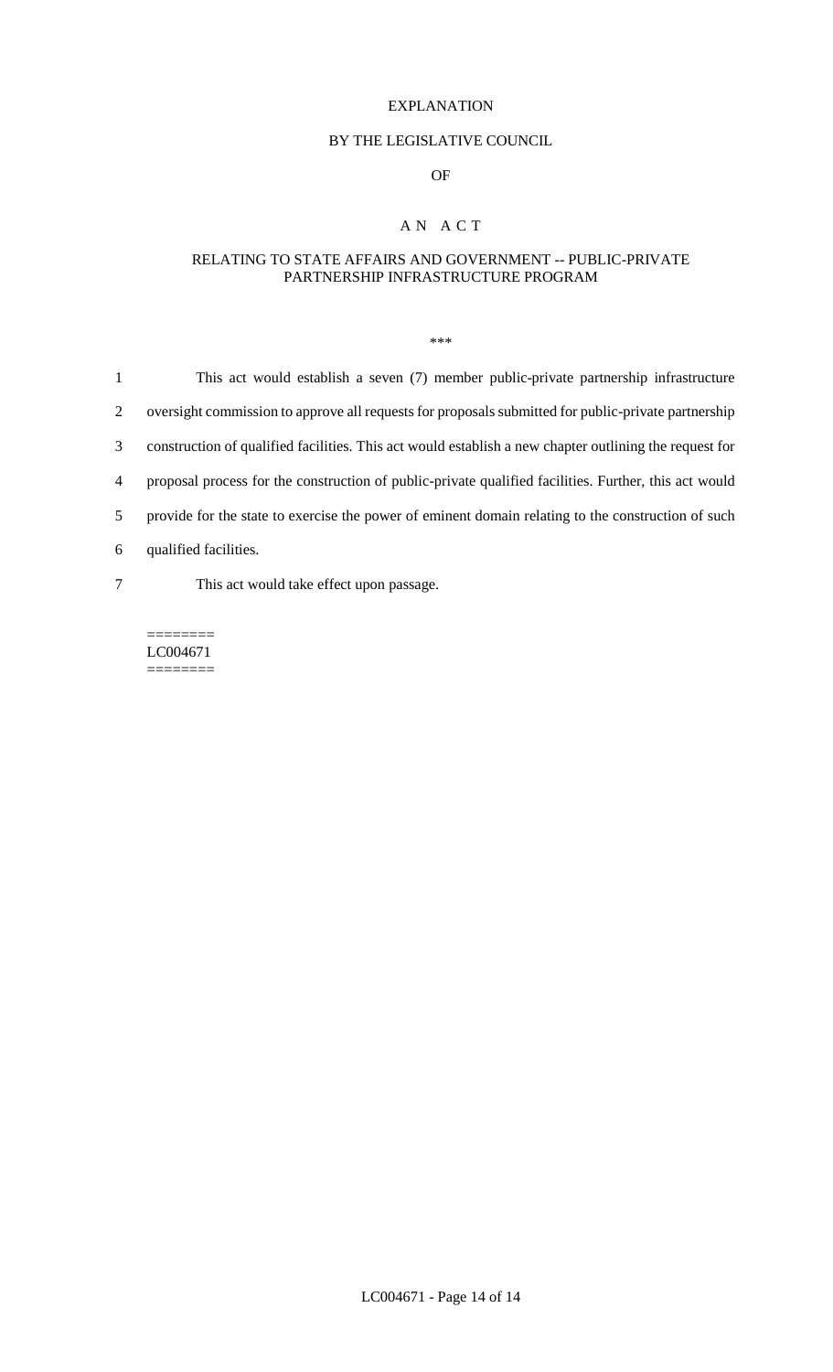EXPLANATION

BY THE LEGISLATIVE COUNCIL

OF

A N A C T

RELATING TO STATE AFFAIRS AND GOVERNMENT -- PUBLIC-PRIVATE PARTNERSHIP INFRASTRUCTURE PROGRAM

\*\*\*

1 This act would establish a seven (7) member public-private partnership infrastructure
2 oversight commission to approve all requests for proposals submitted for public-private partnership
3 construction of qualified facilities. This act would establish a new chapter outlining the request for
4 proposal process for the construction of public-private qualified facilities. Further, this act would
5 provide for the state to exercise the power of eminent domain relating to the construction of such
6 qualified facilities.
7 This act would take effect upon passage.

========
LC004671
========